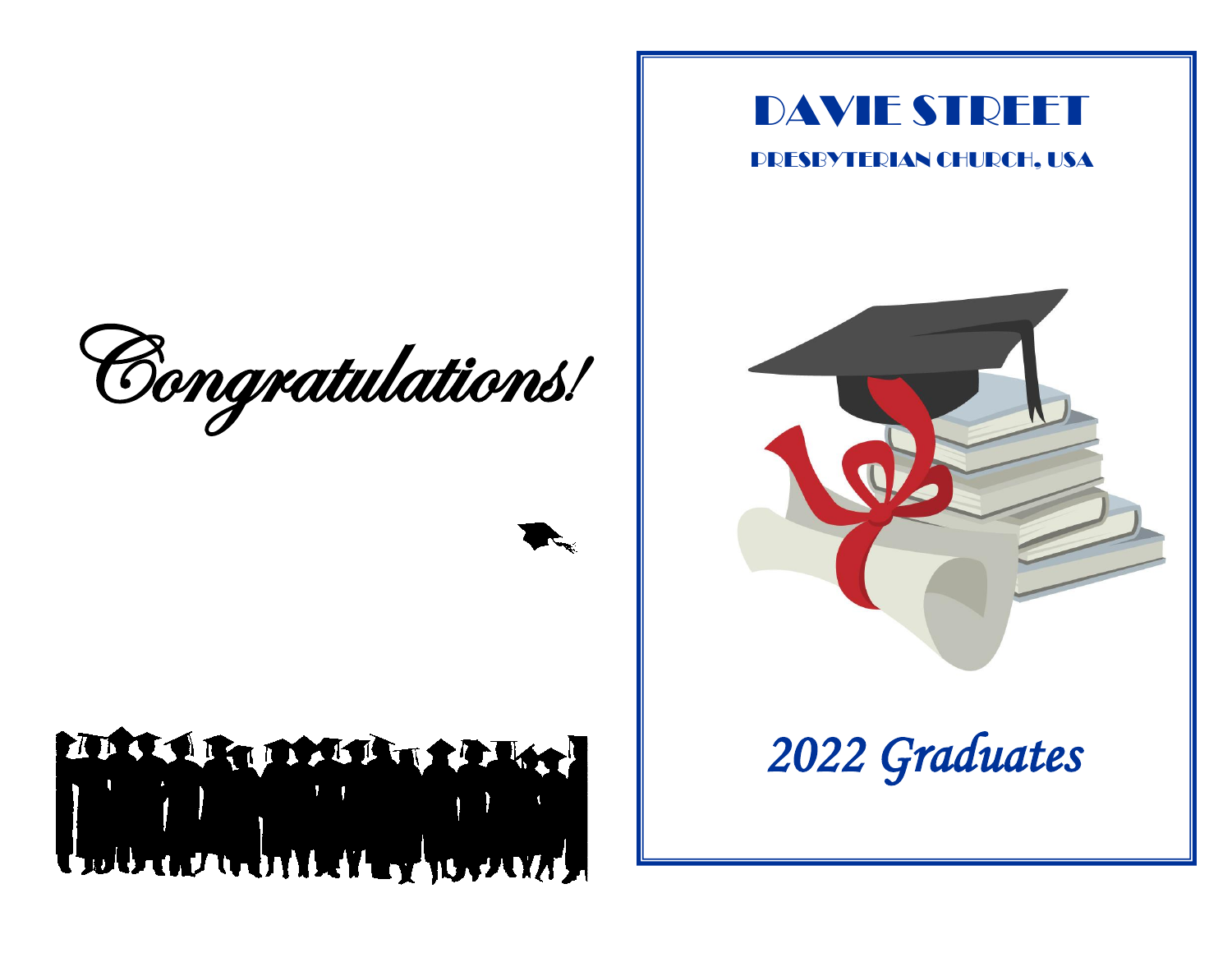*Congratulations!*

# DAVIE STREET

## PRESBYTERIAN CHURCH, USA

*2022 Graduates*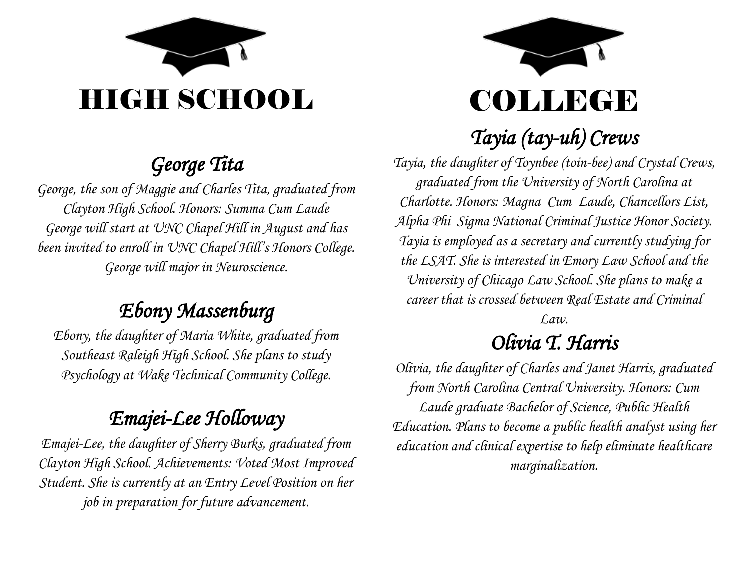# HIGH SCHOOL

## George Tita

George, the son of Maggie and Charles Tita, graduated from Clayton High School. Honors: Summa Cum Laude
George will start at UNC Chapel Hill in August and has been invited to enroll in UNC Chapel Hill's Honors College. George will major in Neuroscience.

## Ebony Massenburg

Ebony, the daughter of Maria White, graduated from Southeast Raleigh High School. She plans to study Psychology at Wake Technical Community College.

## Emajei-Lee Holloway

Emajei-Lee, the daughter of Sherry Burks, graduated from Clayton High School. Achievements: Voted Most Improved Student. She is currently at an Entry Level Position on her job in preparation for future advancement.

# COLLEGE

## Tayia (tay-uh) Crews

Tayia, the daughter of Toynbee (toin-bee) and Crystal Crews, graduated from the University of North Carolina at Charlotte. Honors: Magna Cum Laude, Chancellors List, Alpha Phi Sigma National Criminal Justice Honor Society. Tayia is employed as a secretary and currently studying for the LSAT. She is interested in Emory Law School and the University of Chicago Law School. She plans to make a career that is crossed between Real Estate and Criminal Law.

## Olivia T. Harris

Olivia, the daughter of Charles and Janet Harris, graduated from North Carolina Central University. Honors: Cum Laude graduate Bachelor of Science, Public Health Education. Plans to become a public health analyst using her education and clinical expertise to help eliminate healthcare marginalization.